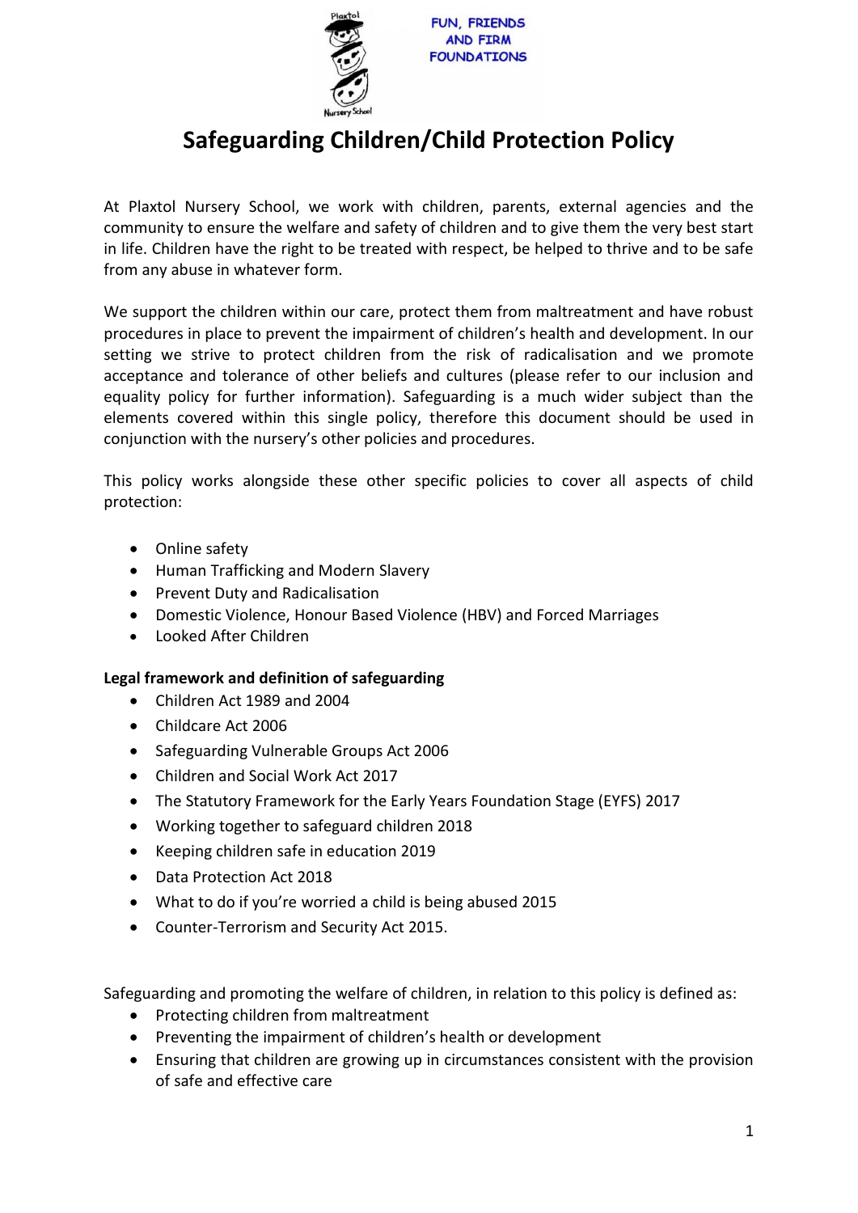FUN, FRIENDS AND FIRM FOUNDATIONS

# Safeguarding Children/Child Protection Policy

At Plaxtol Nursery School, we work with children, parents, external agencies and the community to ensure the welfare and safety of children and to give them the very best start in life. Children have the right to be treated with respect, be helped to thrive and to be safe from any abuse in whatever form.

We support the children within our care, protect them from maltreatment and have robust procedures in place to prevent the impairment of children's health and development. In our setting we strive to protect children from the risk of radicalisation and we promote acceptance and tolerance of other beliefs and cultures (please refer to our inclusion and equality policy for further information). Safeguarding is a much wider subject than the elements covered within this single policy, therefore this document should be used in conjunction with the nursery's other policies and procedures.

This policy works alongside these other specific policies to cover all aspects of child protection:

- Online safety
- Human Trafficking and Modern Slavery
- Prevent Duty and Radicalisation
- Domestic Violence, Honour Based Violence (HBV) and Forced Marriages
- Looked After Children

**Legal framework and definition of safeguarding**

- Children Act 1989 and 2004
- Childcare Act 2006
- Safeguarding Vulnerable Groups Act 2006
- Children and Social Work Act 2017
- The Statutory Framework for the Early Years Foundation Stage (EYFS) 2017
- Working together to safeguard children 2018
- Keeping children safe in education 2019
- Data Protection Act 2018
- What to do if you're worried a child is being abused 2015
- Counter-Terrorism and Security Act 2015.

Safeguarding and promoting the welfare of children, in relation to this policy is defined as:

- Protecting children from maltreatment
- Preventing the impairment of children's health or development
- Ensuring that children are growing up in circumstances consistent with the provision of safe and effective care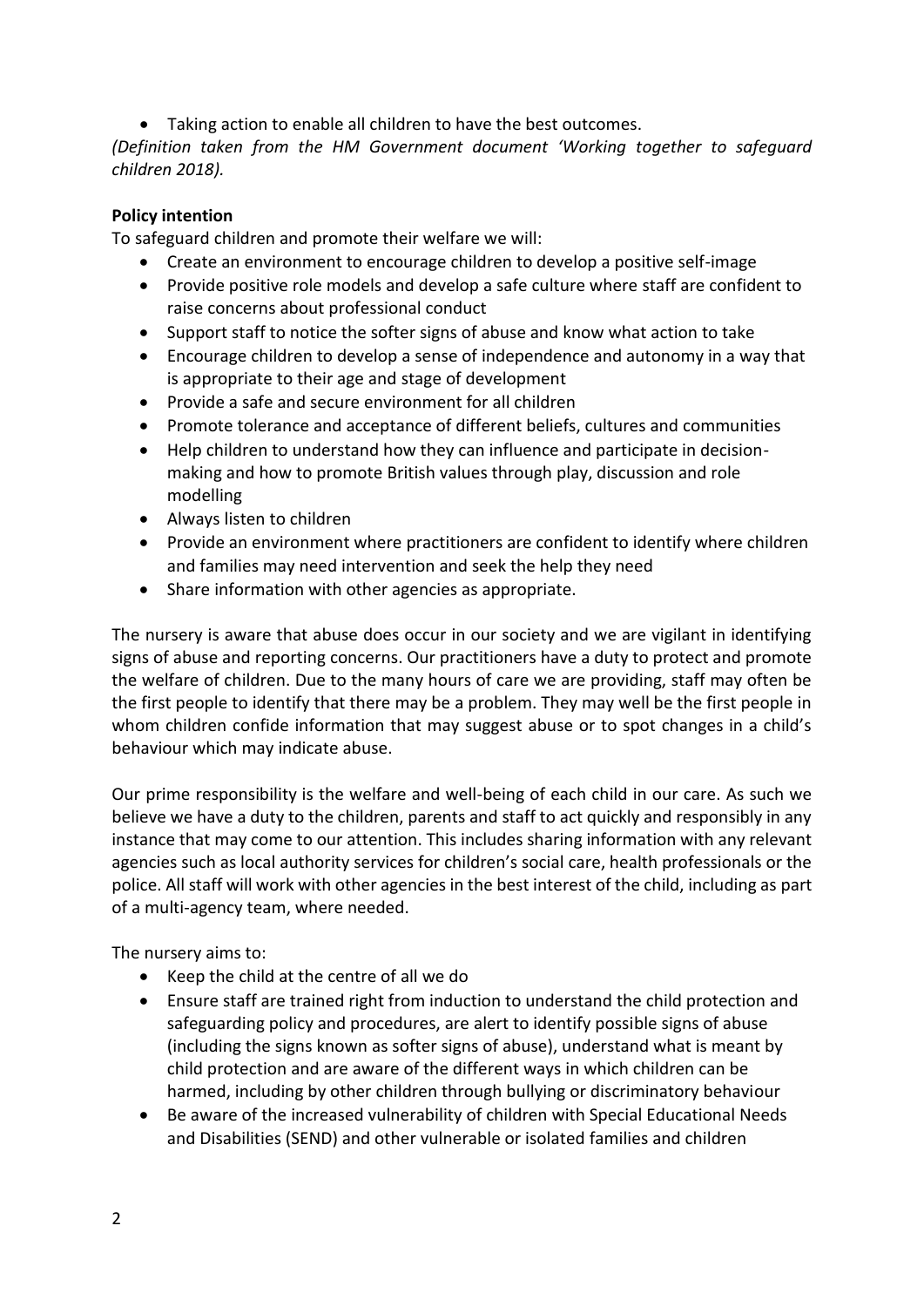- Taking action to enable all children to have the best outcomes.

*(Definition taken from the HM Government document 'Working together to safeguard children 2018).*

**Policy intention**

To safeguard children and promote their welfare we will:

- Create an environment to encourage children to develop a positive self-image
- Provide positive role models and develop a safe culture where staff are confident to raise concerns about professional conduct
- Support staff to notice the softer signs of abuse and know what action to take
- Encourage children to develop a sense of independence and autonomy in a way that is appropriate to their age and stage of development
- Provide a safe and secure environment for all children
- Promote tolerance and acceptance of different beliefs, cultures and communities
- Help children to understand how they can influence and participate in decision-making and how to promote British values through play, discussion and role modelling
- Always listen to children
- Provide an environment where practitioners are confident to identify where children and families may need intervention and seek the help they need
- Share information with other agencies as appropriate.

The nursery is aware that abuse does occur in our society and we are vigilant in identifying signs of abuse and reporting concerns. Our practitioners have a duty to protect and promote the welfare of children. Due to the many hours of care we are providing, staff may often be the first people to identify that there may be a problem. They may well be the first people in whom children confide information that may suggest abuse or to spot changes in a child's behaviour which may indicate abuse.

Our prime responsibility is the welfare and well-being of each child in our care. As such we believe we have a duty to the children, parents and staff to act quickly and responsibly in any instance that may come to our attention. This includes sharing information with any relevant agencies such as local authority services for children's social care, health professionals or the police. All staff will work with other agencies in the best interest of the child, including as part of a multi-agency team, where needed.

The nursery aims to:

- Keep the child at the centre of all we do
- Ensure staff are trained right from induction to understand the child protection and safeguarding policy and procedures, are alert to identify possible signs of abuse (including the signs known as softer signs of abuse), understand what is meant by child protection and are aware of the different ways in which children can be harmed, including by other children through bullying or discriminatory behaviour
- Be aware of the increased vulnerability of children with Special Educational Needs and Disabilities (SEND) and other vulnerable or isolated families and children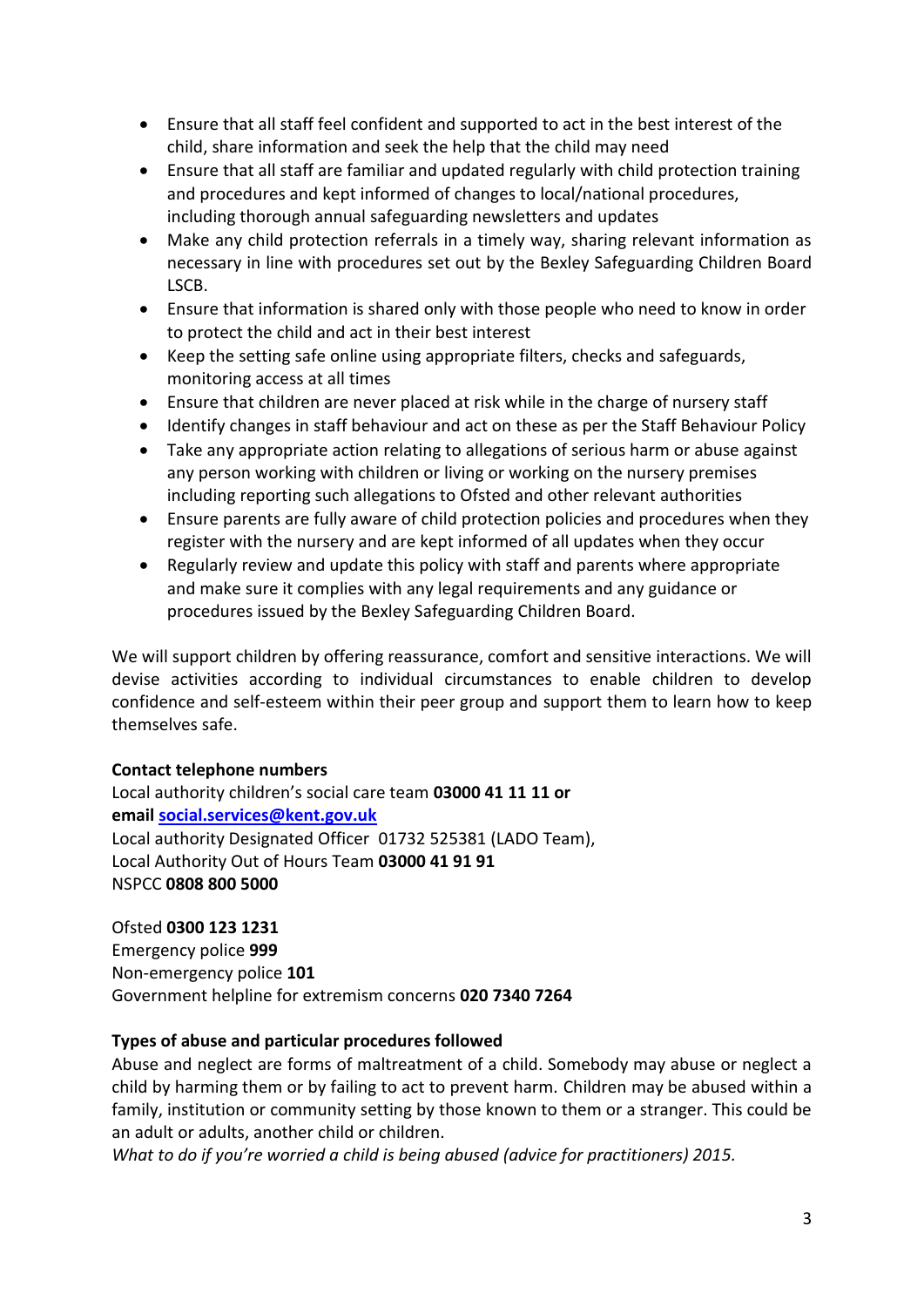- Ensure that all staff feel confident and supported to act in the best interest of the child, share information and seek the help that the child may need
- Ensure that all staff are familiar and updated regularly with child protection training and procedures and kept informed of changes to local/national procedures, including thorough annual safeguarding newsletters and updates
- Make any child protection referrals in a timely way, sharing relevant information as necessary in line with procedures set out by the Bexley Safeguarding Children Board LSCB.
- Ensure that information is shared only with those people who need to know in order to protect the child and act in their best interest
- Keep the setting safe online using appropriate filters, checks and safeguards, monitoring access at all times
- Ensure that children are never placed at risk while in the charge of nursery staff
- Identify changes in staff behaviour and act on these as per the Staff Behaviour Policy
- Take any appropriate action relating to allegations of serious harm or abuse against any person working with children or living or working on the nursery premises including reporting such allegations to Ofsted and other relevant authorities
- Ensure parents are fully aware of child protection policies and procedures when they register with the nursery and are kept informed of all updates when they occur
- Regularly review and update this policy with staff and parents where appropriate and make sure it complies with any legal requirements and any guidance or procedures issued by the Bexley Safeguarding Children Board.

We will support children by offering reassurance, comfort and sensitive interactions. We will devise activities according to individual circumstances to enable children to develop confidence and self-esteem within their peer group and support them to learn how to keep themselves safe.

**Contact telephone numbers**

Local authority children's social care team **03000 41 11 11 or email [social.services@kent.gov.uk](mailto:social.services@kent.gov.uk)**
Local authority Designated Officer 01732 525381 (LADO Team),
Local Authority Out of Hours Team **03000 41 91 91**
NSPCC **0808 800 5000**

Ofsted **0300 123 1231**
Emergency police **999**
Non-emergency police **101**
Government helpline for extremism concerns **020 7340 7264**

**Types of abuse and particular procedures followed**

Abuse and neglect are forms of maltreatment of a child. Somebody may abuse or neglect a child by harming them or by failing to act to prevent harm. Children may be abused within a family, institution or community setting by those known to them or a stranger. This could be an adult or adults, another child or children.
*What to do if you're worried a child is being abused (advice for practitioners) 2015.*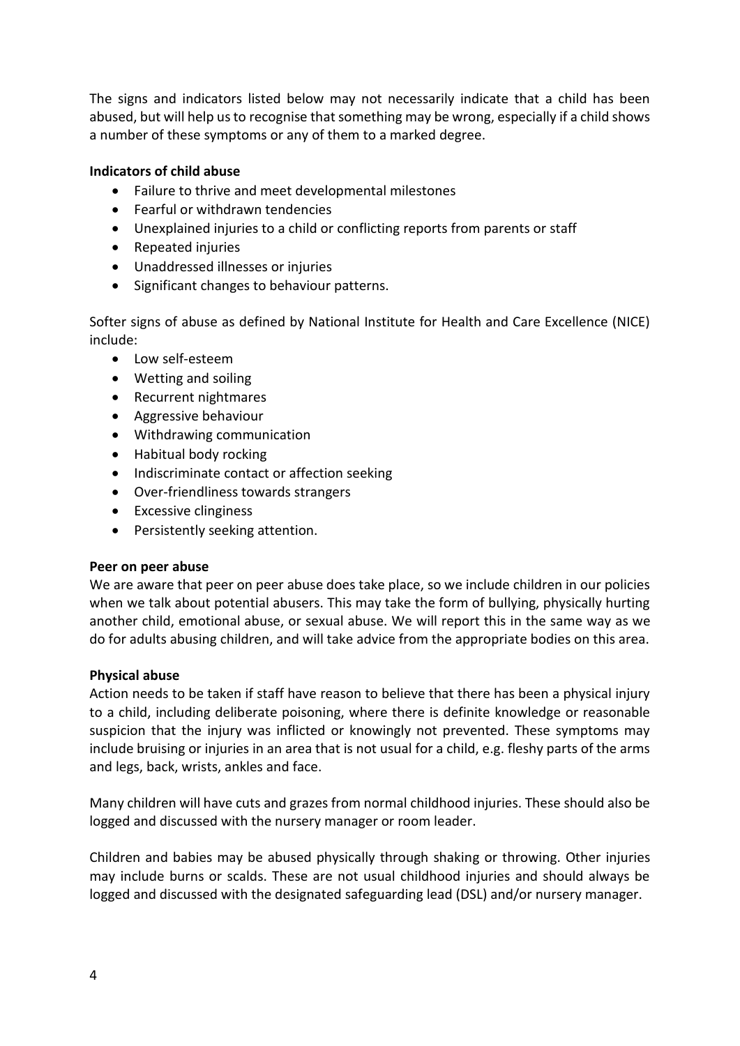The signs and indicators listed below may not necessarily indicate that a child has been abused, but will help us to recognise that something may be wrong, especially if a child shows a number of these symptoms or any of them to a marked degree.

**Indicators of child abuse**

- Failure to thrive and meet developmental milestones
- Fearful or withdrawn tendencies
- Unexplained injuries to a child or conflicting reports from parents or staff
- Repeated injuries
- Unaddressed illnesses or injuries
- Significant changes to behaviour patterns.

Softer signs of abuse as defined by National Institute for Health and Care Excellence (NICE) include:

- Low self-esteem
- Wetting and soiling
- Recurrent nightmares
- Aggressive behaviour
- Withdrawing communication
- Habitual body rocking
- Indiscriminate contact or affection seeking
- Over-friendliness towards strangers
- Excessive clinginess
- Persistently seeking attention.

**Peer on peer abuse**

We are aware that peer on peer abuse does take place, so we include children in our policies when we talk about potential abusers. This may take the form of bullying, physically hurting another child, emotional abuse, or sexual abuse. We will report this in the same way as we do for adults abusing children, and will take advice from the appropriate bodies on this area.

**Physical abuse**

Action needs to be taken if staff have reason to believe that there has been a physical injury to a child, including deliberate poisoning, where there is definite knowledge or reasonable suspicion that the injury was inflicted or knowingly not prevented. These symptoms may include bruising or injuries in an area that is not usual for a child, e.g. fleshy parts of the arms and legs, back, wrists, ankles and face.

Many children will have cuts and grazes from normal childhood injuries. These should also be logged and discussed with the nursery manager or room leader.

Children and babies may be abused physically through shaking or throwing. Other injuries may include burns or scalds. These are not usual childhood injuries and should always be logged and discussed with the designated safeguarding lead (DSL) and/or nursery manager.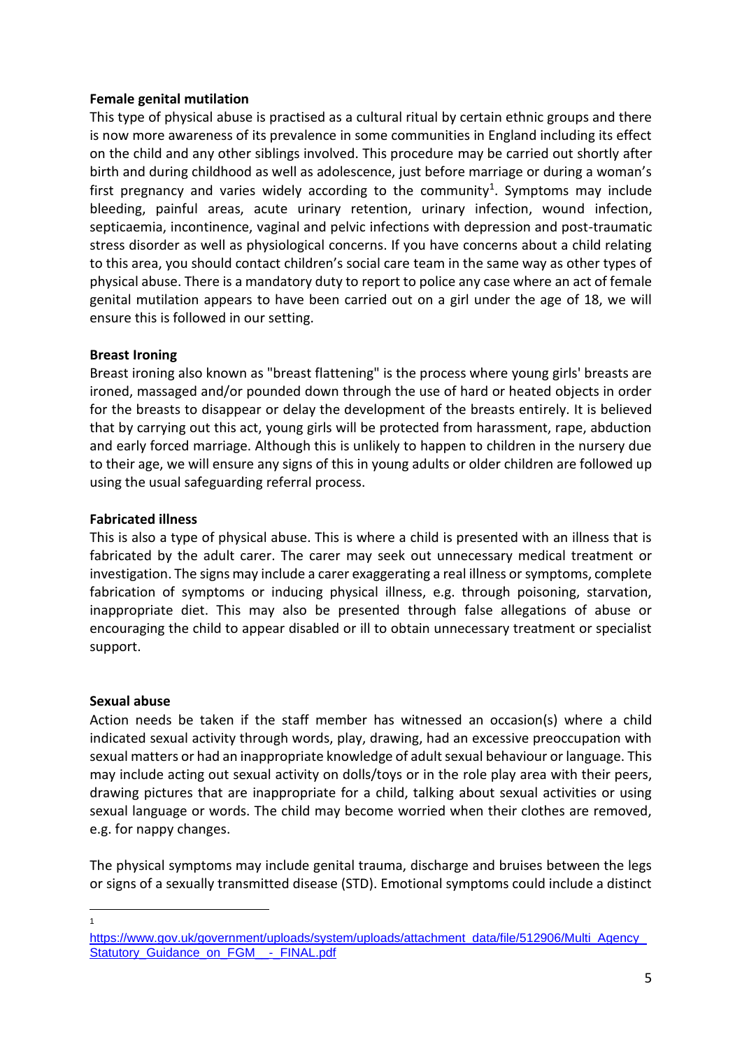**Female genital mutilation**

This type of physical abuse is practised as a cultural ritual by certain ethnic groups and there is now more awareness of its prevalence in some communities in England including its effect on the child and any other siblings involved. This procedure may be carried out shortly after birth and during childhood as well as adolescence, just before marriage or during a woman's first pregnancy and varies widely according to the community[1]. Symptoms may include bleeding, painful areas, acute urinary retention, urinary infection, wound infection, septicaemia, incontinence, vaginal and pelvic infections with depression and post-traumatic stress disorder as well as physiological concerns. If you have concerns about a child relating to this area, you should contact children's social care team in the same way as other types of physical abuse. There is a mandatory duty to report to police any case where an act of female genital mutilation appears to have been carried out on a girl under the age of 18, we will ensure this is followed in our setting.

**Breast Ironing**

Breast ironing also known as "breast flattening" is the process where young girls' breasts are ironed, massaged and/or pounded down through the use of hard or heated objects in order for the breasts to disappear or delay the development of the breasts entirely. It is believed that by carrying out this act, young girls will be protected from harassment, rape, abduction and early forced marriage. Although this is unlikely to happen to children in the nursery due to their age, we will ensure any signs of this in young adults or older children are followed up using the usual safeguarding referral process.

**Fabricated illness**

This is also a type of physical abuse. This is where a child is presented with an illness that is fabricated by the adult carer. The carer may seek out unnecessary medical treatment or investigation. The signs may include a carer exaggerating a real illness or symptoms, complete fabrication of symptoms or inducing physical illness, e.g. through poisoning, starvation, inappropriate diet. This may also be presented through false allegations of abuse or encouraging the child to appear disabled or ill to obtain unnecessary treatment or specialist support.

**Sexual abuse**

Action needs be taken if the staff member has witnessed an occasion(s) where a child indicated sexual activity through words, play, drawing, had an excessive preoccupation with sexual matters or had an inappropriate knowledge of adult sexual behaviour or language. This may include acting out sexual activity on dolls/toys or in the role play area with their peers, drawing pictures that are inappropriate for a child, talking about sexual activities or using sexual language or words. The child may become worried when their clothes are removed, e.g. for nappy changes.

The physical symptoms may include genital trauma, discharge and bruises between the legs or signs of a sexually transmitted disease (STD). Emotional symptoms could include a distinct

---

[1] https://www.gov.uk/government/uploads/system/uploads/attachment_data/file/512906/Multi_Agency_Statutory_Guidance_on_FGM__-_FINAL.pdf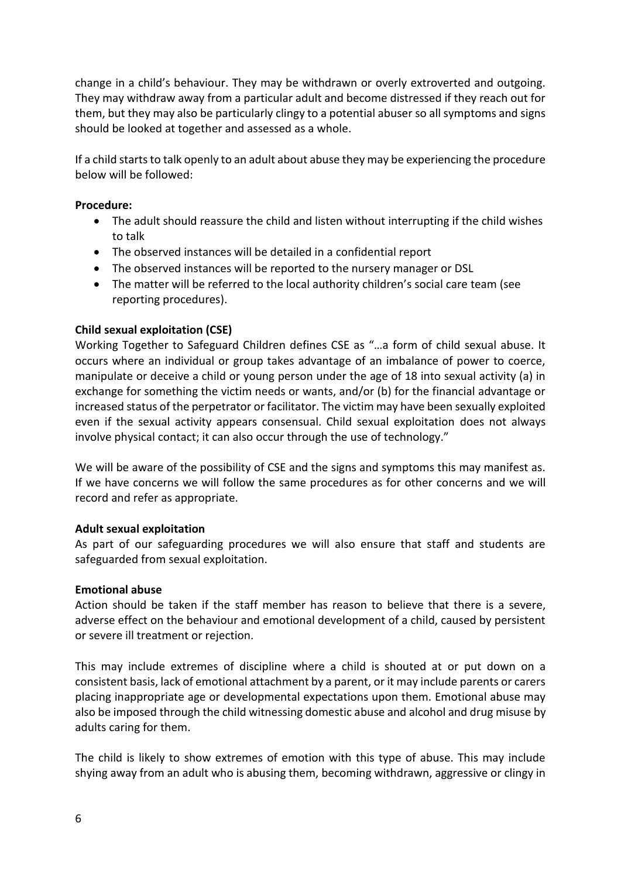change in a child's behaviour. They may be withdrawn or overly extroverted and outgoing. They may withdraw away from a particular adult and become distressed if they reach out for them, but they may also be particularly clingy to a potential abuser so all symptoms and signs should be looked at together and assessed as a whole.

If a child starts to talk openly to an adult about abuse they may be experiencing the procedure below will be followed:

**Procedure:**

- The adult should reassure the child and listen without interrupting if the child wishes to talk
- The observed instances will be detailed in a confidential report
- The observed instances will be reported to the nursery manager or DSL
- The matter will be referred to the local authority children's social care team (see reporting procedures).

**Child sexual exploitation (CSE)**

Working Together to Safeguard Children defines CSE as "…a form of child sexual abuse. It occurs where an individual or group takes advantage of an imbalance of power to coerce, manipulate or deceive a child or young person under the age of 18 into sexual activity (a) in exchange for something the victim needs or wants, and/or (b) for the financial advantage or increased status of the perpetrator or facilitator. The victim may have been sexually exploited even if the sexual activity appears consensual. Child sexual exploitation does not always involve physical contact; it can also occur through the use of technology."

We will be aware of the possibility of CSE and the signs and symptoms this may manifest as. If we have concerns we will follow the same procedures as for other concerns and we will record and refer as appropriate.

**Adult sexual exploitation**

As part of our safeguarding procedures we will also ensure that staff and students are safeguarded from sexual exploitation.

**Emotional abuse**

Action should be taken if the staff member has reason to believe that there is a severe, adverse effect on the behaviour and emotional development of a child, caused by persistent or severe ill treatment or rejection.

This may include extremes of discipline where a child is shouted at or put down on a consistent basis, lack of emotional attachment by a parent, or it may include parents or carers placing inappropriate age or developmental expectations upon them. Emotional abuse may also be imposed through the child witnessing domestic abuse and alcohol and drug misuse by adults caring for them.

The child is likely to show extremes of emotion with this type of abuse. This may include shying away from an adult who is abusing them, becoming withdrawn, aggressive or clingy in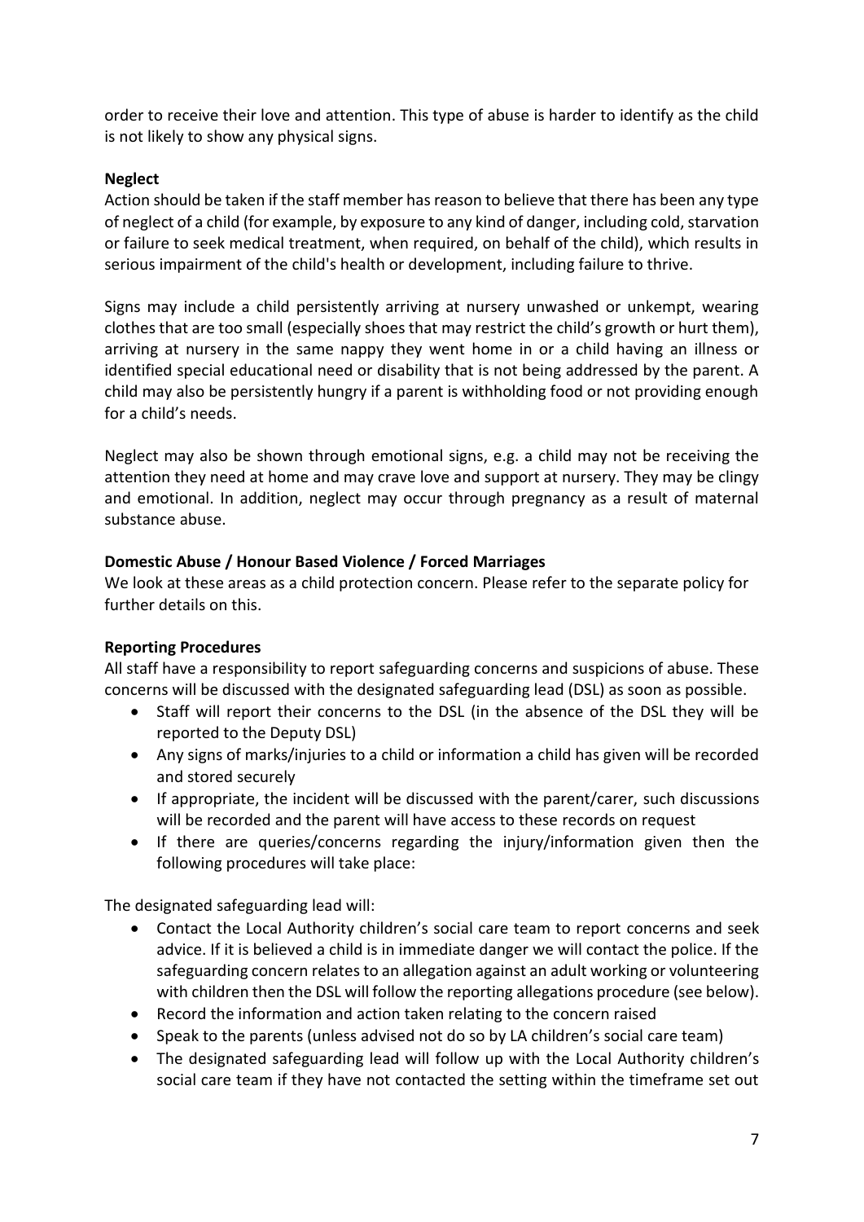order to receive their love and attention. This type of abuse is harder to identify as the child is not likely to show any physical signs.

**Neglect**

Action should be taken if the staff member has reason to believe that there has been any type of neglect of a child (for example, by exposure to any kind of danger, including cold, starvation or failure to seek medical treatment, when required, on behalf of the child), which results in serious impairment of the child's health or development, including failure to thrive.

Signs may include a child persistently arriving at nursery unwashed or unkempt, wearing clothes that are too small (especially shoes that may restrict the child's growth or hurt them), arriving at nursery in the same nappy they went home in or a child having an illness or identified special educational need or disability that is not being addressed by the parent. A child may also be persistently hungry if a parent is withholding food or not providing enough for a child's needs.

Neglect may also be shown through emotional signs, e.g. a child may not be receiving the attention they need at home and may crave love and support at nursery. They may be clingy and emotional. In addition, neglect may occur through pregnancy as a result of maternal substance abuse.

**Domestic Abuse / Honour Based Violence / Forced Marriages**

We look at these areas as a child protection concern. Please refer to the separate policy for further details on this.

**Reporting Procedures**

All staff have a responsibility to report safeguarding concerns and suspicions of abuse. These concerns will be discussed with the designated safeguarding lead (DSL) as soon as possible.

- Staff will report their concerns to the DSL (in the absence of the DSL they will be reported to the Deputy DSL)
- Any signs of marks/injuries to a child or information a child has given will be recorded and stored securely
- If appropriate, the incident will be discussed with the parent/carer, such discussions will be recorded and the parent will have access to these records on request
- If there are queries/concerns regarding the injury/information given then the following procedures will take place:

The designated safeguarding lead will:

- Contact the Local Authority children's social care team to report concerns and seek advice. If it is believed a child is in immediate danger we will contact the police. If the safeguarding concern relates to an allegation against an adult working or volunteering with children then the DSL will follow the reporting allegations procedure (see below).
- Record the information and action taken relating to the concern raised
- Speak to the parents (unless advised not do so by LA children's social care team)
- The designated safeguarding lead will follow up with the Local Authority children's social care team if they have not contacted the setting within the timeframe set out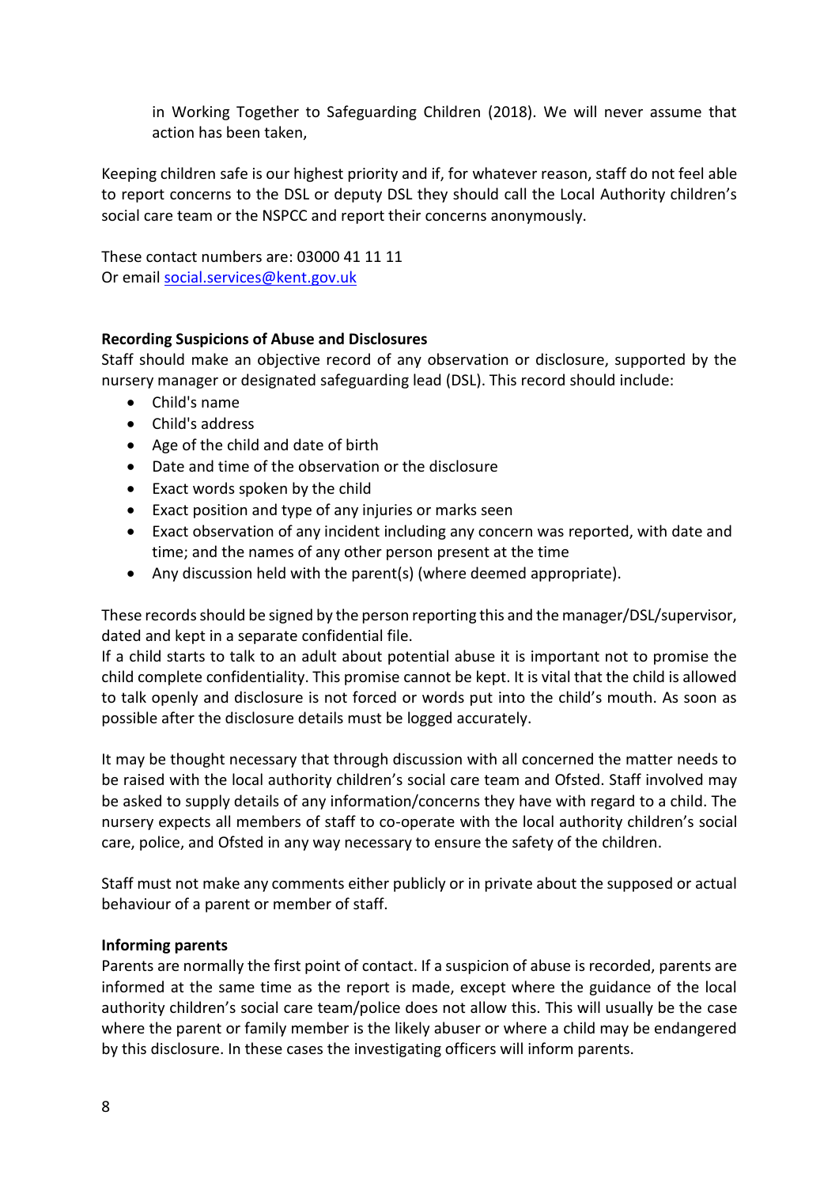in Working Together to Safeguarding Children (2018). We will never assume that action has been taken,

Keeping children safe is our highest priority and if, for whatever reason, staff do not feel able to report concerns to the DSL or deputy DSL they should call the Local Authority children's social care team or the NSPCC and report their concerns anonymously.

These contact numbers are: 03000 41 11 11
Or email social.services@kent.gov.uk

**Recording Suspicions of Abuse and Disclosures**

Staff should make an objective record of any observation or disclosure, supported by the nursery manager or designated safeguarding lead (DSL). This record should include:

- Child's name
- Child's address
- Age of the child and date of birth
- Date and time of the observation or the disclosure
- Exact words spoken by the child
- Exact position and type of any injuries or marks seen
- Exact observation of any incident including any concern was reported, with date and time; and the names of any other person present at the time
- Any discussion held with the parent(s) (where deemed appropriate).

These records should be signed by the person reporting this and the manager/DSL/supervisor, dated and kept in a separate confidential file.
If a child starts to talk to an adult about potential abuse it is important not to promise the child complete confidentiality. This promise cannot be kept. It is vital that the child is allowed to talk openly and disclosure is not forced or words put into the child's mouth. As soon as possible after the disclosure details must be logged accurately.

It may be thought necessary that through discussion with all concerned the matter needs to be raised with the local authority children's social care team and Ofsted. Staff involved may be asked to supply details of any information/concerns they have with regard to a child. The nursery expects all members of staff to co-operate with the local authority children's social care, police, and Ofsted in any way necessary to ensure the safety of the children.

Staff must not make any comments either publicly or in private about the supposed or actual behaviour of a parent or member of staff.

**Informing parents**

Parents are normally the first point of contact. If a suspicion of abuse is recorded, parents are informed at the same time as the report is made, except where the guidance of the local authority children's social care team/police does not allow this. This will usually be the case where the parent or family member is the likely abuser or where a child may be endangered by this disclosure. In these cases the investigating officers will inform parents.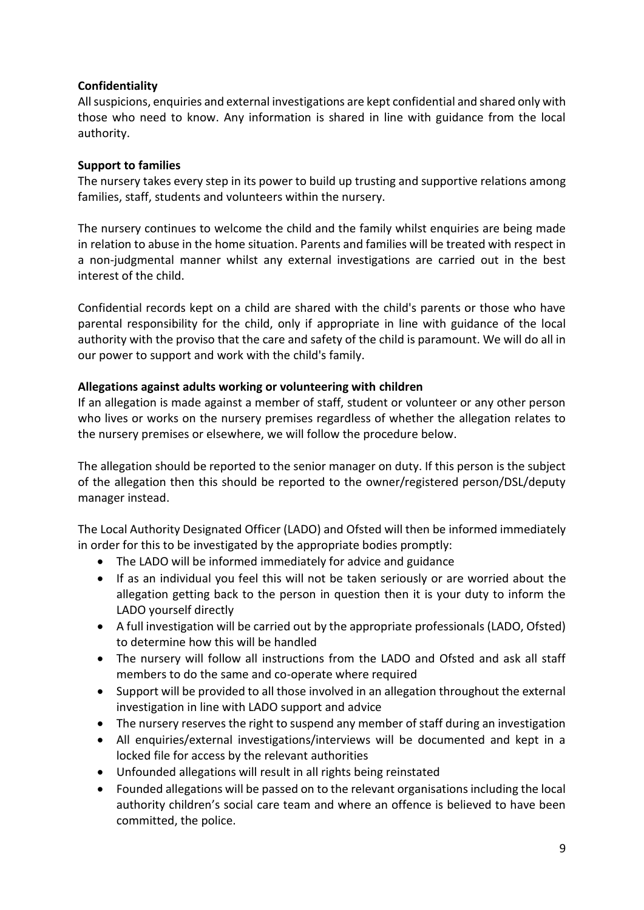**Confidentiality**

All suspicions, enquiries and external investigations are kept confidential and shared only with those who need to know. Any information is shared in line with guidance from the local authority.

**Support to families**

The nursery takes every step in its power to build up trusting and supportive relations among families, staff, students and volunteers within the nursery.

The nursery continues to welcome the child and the family whilst enquiries are being made in relation to abuse in the home situation. Parents and families will be treated with respect in a non-judgmental manner whilst any external investigations are carried out in the best interest of the child.

Confidential records kept on a child are shared with the child's parents or those who have parental responsibility for the child, only if appropriate in line with guidance of the local authority with the proviso that the care and safety of the child is paramount. We will do all in our power to support and work with the child's family.

**Allegations against adults working or volunteering with children**

If an allegation is made against a member of staff, student or volunteer or any other person who lives or works on the nursery premises regardless of whether the allegation relates to the nursery premises or elsewhere, we will follow the procedure below.

The allegation should be reported to the senior manager on duty. If this person is the subject of the allegation then this should be reported to the owner/registered person/DSL/deputy manager instead.

The Local Authority Designated Officer (LADO) and Ofsted will then be informed immediately in order for this to be investigated by the appropriate bodies promptly:

- The LADO will be informed immediately for advice and guidance
- If as an individual you feel this will not be taken seriously or are worried about the allegation getting back to the person in question then it is your duty to inform the LADO yourself directly
- A full investigation will be carried out by the appropriate professionals (LADO, Ofsted) to determine how this will be handled
- The nursery will follow all instructions from the LADO and Ofsted and ask all staff members to do the same and co-operate where required
- Support will be provided to all those involved in an allegation throughout the external investigation in line with LADO support and advice
- The nursery reserves the right to suspend any member of staff during an investigation
- All enquiries/external investigations/interviews will be documented and kept in a locked file for access by the relevant authorities
- Unfounded allegations will result in all rights being reinstated
- Founded allegations will be passed on to the relevant organisations including the local authority children's social care team and where an offence is believed to have been committed, the police.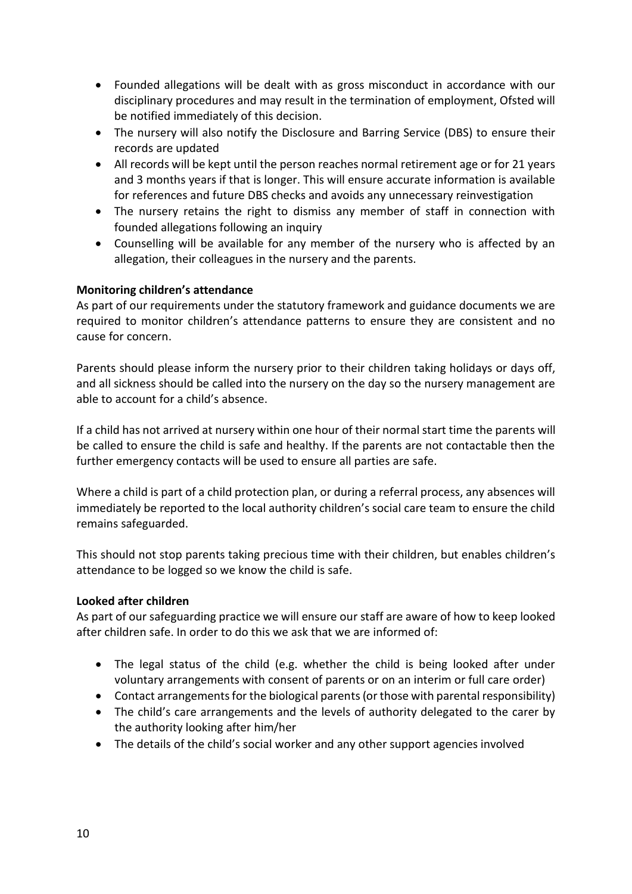- Founded allegations will be dealt with as gross misconduct in accordance with our disciplinary procedures and may result in the termination of employment, Ofsted will be notified immediately of this decision.
- The nursery will also notify the Disclosure and Barring Service (DBS) to ensure their records are updated
- All records will be kept until the person reaches normal retirement age or for 21 years and 3 months years if that is longer. This will ensure accurate information is available for references and future DBS checks and avoids any unnecessary reinvestigation
- The nursery retains the right to dismiss any member of staff in connection with founded allegations following an inquiry
- Counselling will be available for any member of the nursery who is affected by an allegation, their colleagues in the nursery and the parents.

**Monitoring children's attendance**

As part of our requirements under the statutory framework and guidance documents we are required to monitor children's attendance patterns to ensure they are consistent and no cause for concern.

Parents should please inform the nursery prior to their children taking holidays or days off, and all sickness should be called into the nursery on the day so the nursery management are able to account for a child's absence.

If a child has not arrived at nursery within one hour of their normal start time the parents will be called to ensure the child is safe and healthy. If the parents are not contactable then the further emergency contacts will be used to ensure all parties are safe.

Where a child is part of a child protection plan, or during a referral process, any absences will immediately be reported to the local authority children's social care team to ensure the child remains safeguarded.

This should not stop parents taking precious time with their children, but enables children's attendance to be logged so we know the child is safe.

**Looked after children**

As part of our safeguarding practice we will ensure our staff are aware of how to keep looked after children safe. In order to do this we ask that we are informed of:

- The legal status of the child (e.g. whether the child is being looked after under voluntary arrangements with consent of parents or on an interim or full care order)
- Contact arrangements for the biological parents (or those with parental responsibility)
- The child's care arrangements and the levels of authority delegated to the carer by the authority looking after him/her
- The details of the child's social worker and any other support agencies involved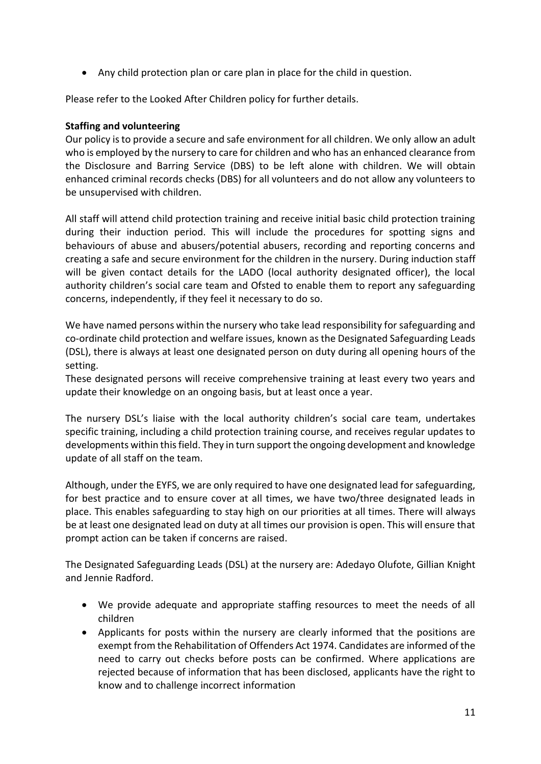- Any child protection plan or care plan in place for the child in question.

Please refer to the Looked After Children policy for further details.

**Staffing and volunteering**

Our policy is to provide a secure and safe environment for all children. We only allow an adult who is employed by the nursery to care for children and who has an enhanced clearance from the Disclosure and Barring Service (DBS) to be left alone with children. We will obtain enhanced criminal records checks (DBS) for all volunteers and do not allow any volunteers to be unsupervised with children.

All staff will attend child protection training and receive initial basic child protection training during their induction period. This will include the procedures for spotting signs and behaviours of abuse and abusers/potential abusers, recording and reporting concerns and creating a safe and secure environment for the children in the nursery. During induction staff will be given contact details for the LADO (local authority designated officer), the local authority children's social care team and Ofsted to enable them to report any safeguarding concerns, independently, if they feel it necessary to do so.

We have named persons within the nursery who take lead responsibility for safeguarding and co-ordinate child protection and welfare issues, known as the Designated Safeguarding Leads (DSL), there is always at least one designated person on duty during all opening hours of the setting.

These designated persons will receive comprehensive training at least every two years and update their knowledge on an ongoing basis, but at least once a year.

The nursery DSL's liaise with the local authority children's social care team, undertakes specific training, including a child protection training course, and receives regular updates to developments within this field. They in turn support the ongoing development and knowledge update of all staff on the team.

Although, under the EYFS, we are only required to have one designated lead for safeguarding, for best practice and to ensure cover at all times, we have two/three designated leads in place. This enables safeguarding to stay high on our priorities at all times. There will always be at least one designated lead on duty at all times our provision is open. This will ensure that prompt action can be taken if concerns are raised.

The Designated Safeguarding Leads (DSL) at the nursery are: Adedayo Olufote, Gillian Knight and Jennie Radford.

- We provide adequate and appropriate staffing resources to meet the needs of all children
- Applicants for posts within the nursery are clearly informed that the positions are exempt from the Rehabilitation of Offenders Act 1974. Candidates are informed of the need to carry out checks before posts can be confirmed. Where applications are rejected because of information that has been disclosed, applicants have the right to know and to challenge incorrect information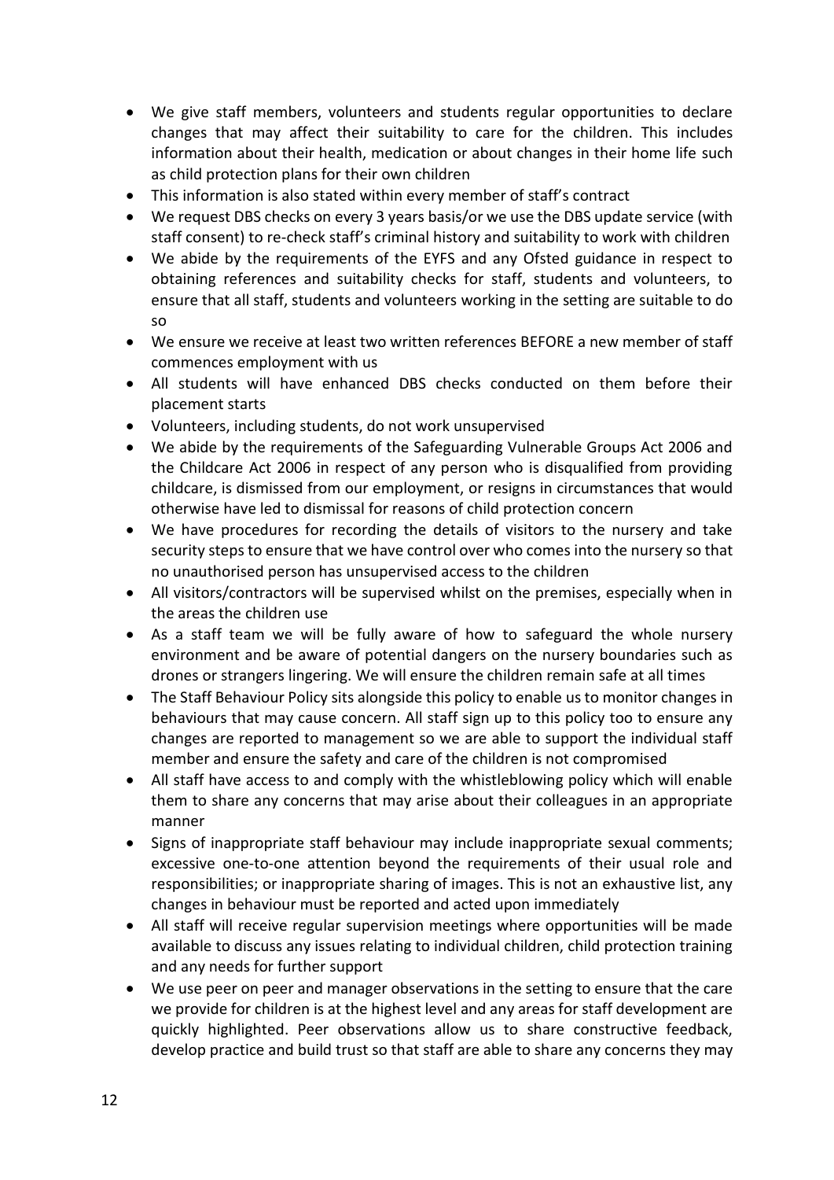- We give staff members, volunteers and students regular opportunities to declare changes that may affect their suitability to care for the children. This includes information about their health, medication or about changes in their home life such as child protection plans for their own children
- This information is also stated within every member of staff's contract
- We request DBS checks on every 3 years basis/or we use the DBS update service (with staff consent) to re-check staff's criminal history and suitability to work with children
- We abide by the requirements of the EYFS and any Ofsted guidance in respect to obtaining references and suitability checks for staff, students and volunteers, to ensure that all staff, students and volunteers working in the setting are suitable to do so
- We ensure we receive at least two written references BEFORE a new member of staff commences employment with us
- All students will have enhanced DBS checks conducted on them before their placement starts
- Volunteers, including students, do not work unsupervised
- We abide by the requirements of the Safeguarding Vulnerable Groups Act 2006 and the Childcare Act 2006 in respect of any person who is disqualified from providing childcare, is dismissed from our employment, or resigns in circumstances that would otherwise have led to dismissal for reasons of child protection concern
- We have procedures for recording the details of visitors to the nursery and take security steps to ensure that we have control over who comes into the nursery so that no unauthorised person has unsupervised access to the children
- All visitors/contractors will be supervised whilst on the premises, especially when in the areas the children use
- As a staff team we will be fully aware of how to safeguard the whole nursery environment and be aware of potential dangers on the nursery boundaries such as drones or strangers lingering. We will ensure the children remain safe at all times
- The Staff Behaviour Policy sits alongside this policy to enable us to monitor changes in behaviours that may cause concern. All staff sign up to this policy too to ensure any changes are reported to management so we are able to support the individual staff member and ensure the safety and care of the children is not compromised
- All staff have access to and comply with the whistleblowing policy which will enable them to share any concerns that may arise about their colleagues in an appropriate manner
- Signs of inappropriate staff behaviour may include inappropriate sexual comments; excessive one-to-one attention beyond the requirements of their usual role and responsibilities; or inappropriate sharing of images. This is not an exhaustive list, any changes in behaviour must be reported and acted upon immediately
- All staff will receive regular supervision meetings where opportunities will be made available to discuss any issues relating to individual children, child protection training and any needs for further support
- We use peer on peer and manager observations in the setting to ensure that the care we provide for children is at the highest level and any areas for staff development are quickly highlighted. Peer observations allow us to share constructive feedback, develop practice and build trust so that staff are able to share any concerns they may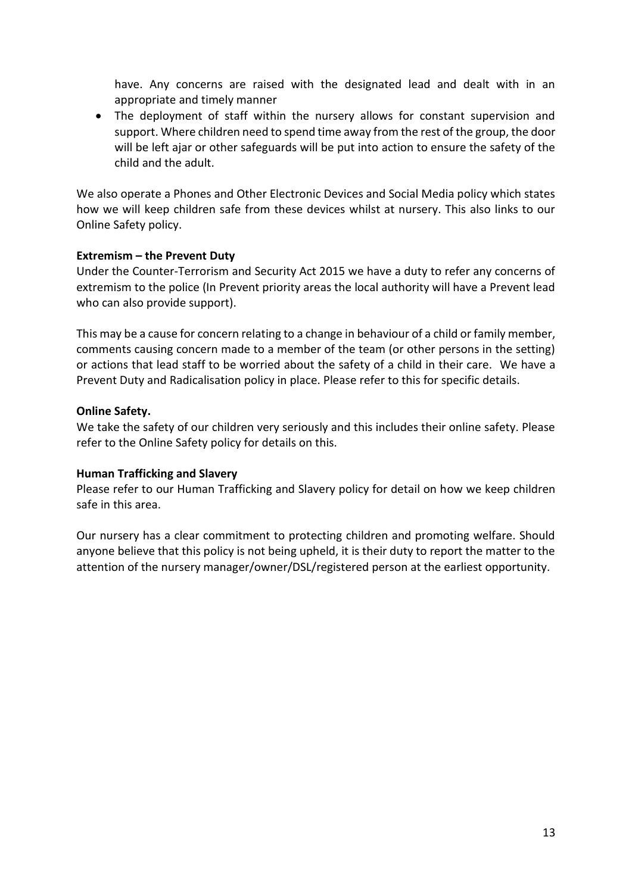have. Any concerns are raised with the designated lead and dealt with in an appropriate and timely manner

- The deployment of staff within the nursery allows for constant supervision and support. Where children need to spend time away from the rest of the group, the door will be left ajar or other safeguards will be put into action to ensure the safety of the child and the adult.

We also operate a Phones and Other Electronic Devices and Social Media policy which states how we will keep children safe from these devices whilst at nursery. This also links to our Online Safety policy.

**Extremism – the Prevent Duty**

Under the Counter-Terrorism and Security Act 2015 we have a duty to refer any concerns of extremism to the police (In Prevent priority areas the local authority will have a Prevent lead who can also provide support).

This may be a cause for concern relating to a change in behaviour of a child or family member, comments causing concern made to a member of the team (or other persons in the setting) or actions that lead staff to be worried about the safety of a child in their care. We have a Prevent Duty and Radicalisation policy in place. Please refer to this for specific details.

**Online Safety.**

We take the safety of our children very seriously and this includes their online safety. Please refer to the Online Safety policy for details on this.

**Human Trafficking and Slavery**

Please refer to our Human Trafficking and Slavery policy for detail on how we keep children safe in this area.

Our nursery has a clear commitment to protecting children and promoting welfare. Should anyone believe that this policy is not being upheld, it is their duty to report the matter to the attention of the nursery manager/owner/DSL/registered person at the earliest opportunity.